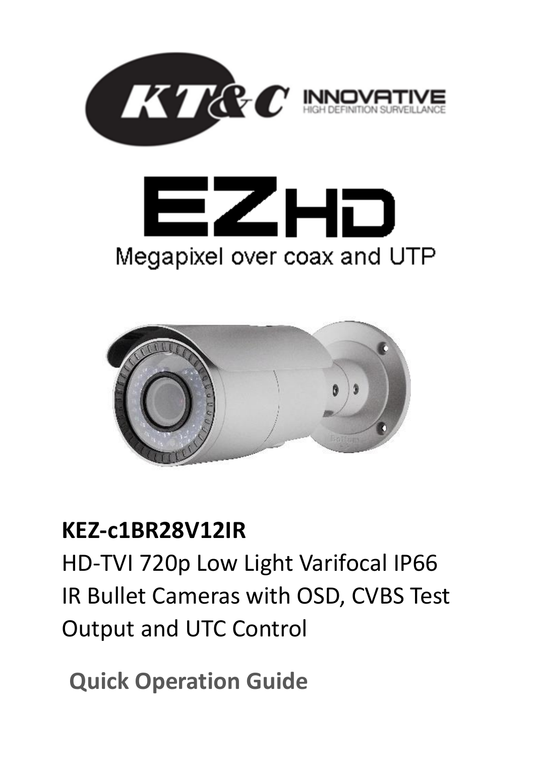KT&C INNOVATIVE
HIGH DEFINITION SURVEILLANCE

# EZHD

Megapixel over coax and UTP

**KEZ-c1BR28V12IR**

HD-TVI 720p Low Light Varifocal IP66 IR Bullet Cameras with OSD, CVBS Test Output and UTC Control

## Quick Operation Guide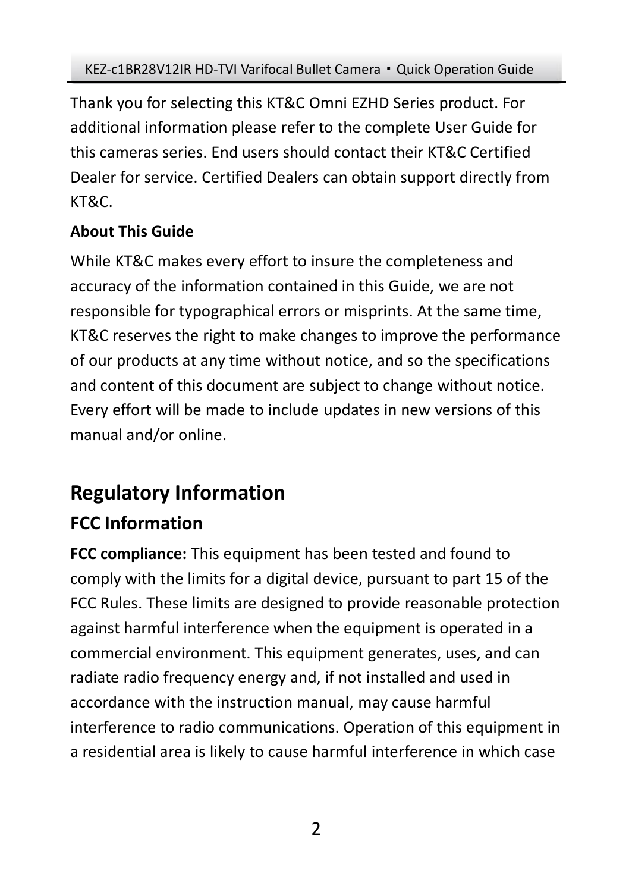Thank you for selecting this KT&C Omni EZHD Series product. For additional information please refer to the complete User Guide for this cameras series. End users should contact their KT&C Certified Dealer for service. Certified Dealers can obtain support directly from KT&C.

**About This Guide**

While KT&C makes every effort to insure the completeness and accuracy of the information contained in this Guide, we are not responsible for typographical errors or misprints. At the same time, KT&C reserves the right to make changes to improve the performance of our products at any time without notice, and so the specifications and content of this document are subject to change without notice. Every effort will be made to include updates in new versions of this manual and/or online.

# Regulatory Information

## FCC Information

**FCC compliance:** This equipment has been tested and found to comply with the limits for a digital device, pursuant to part 15 of the FCC Rules. These limits are designed to provide reasonable protection against harmful interference when the equipment is operated in a commercial environment. This equipment generates, uses, and can radiate radio frequency energy and, if not installed and used in accordance with the instruction manual, may cause harmful interference to radio communications. Operation of this equipment in a residential area is likely to cause harmful interference in which case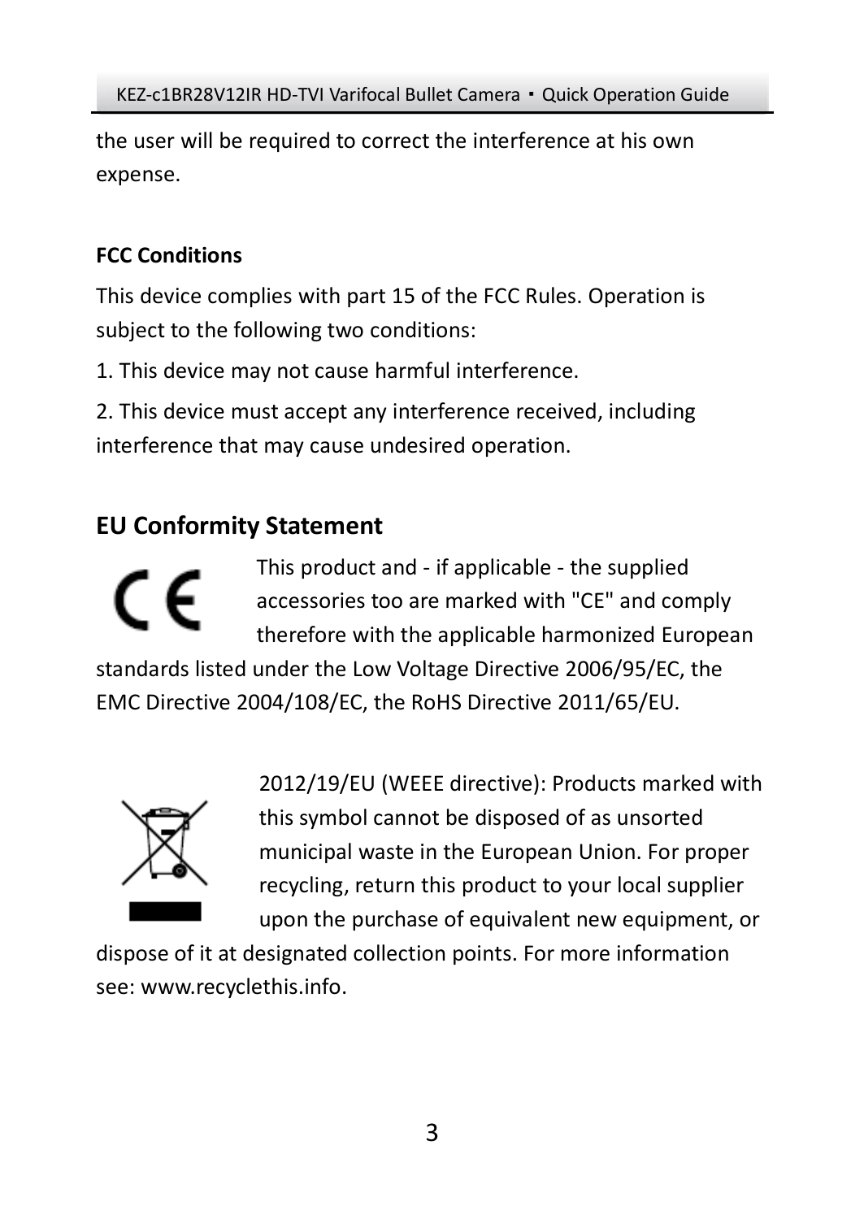the user will be required to correct the interference at his own expense.

**FCC Conditions**

This device complies with part 15 of the FCC Rules. Operation is subject to the following two conditions:

1. This device may not cause harmful interference.

2. This device must accept any interference received, including interference that may cause undesired operation.

## EU Conformity Statement

This product and - if applicable - the supplied accessories too are marked with "CE" and comply therefore with the applicable harmonized European standards listed under the Low Voltage Directive 2006/95/EC, the EMC Directive 2004/108/EC, the RoHS Directive 2011/65/EU.

2012/19/EU (WEEE directive): Products marked with this symbol cannot be disposed of as unsorted municipal waste in the European Union. For proper recycling, return this product to your local supplier upon the purchase of equivalent new equipment, or dispose of it at designated collection points. For more information see: www.recyclethis.info.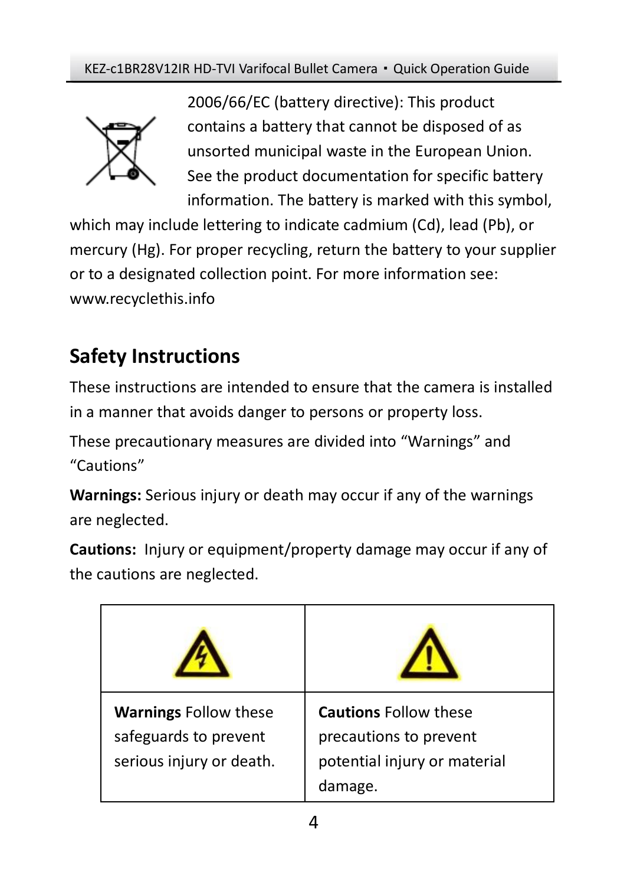2006/66/EC (battery directive): This product contains a battery that cannot be disposed of as unsorted municipal waste in the European Union. See the product documentation for specific battery information. The battery is marked with this symbol, which may include lettering to indicate cadmium (Cd), lead (Pb), or mercury (Hg). For proper recycling, return the battery to your supplier or to a designated collection point. For more information see: www.recyclethis.info

## Safety Instructions

These instructions are intended to ensure that the camera is installed in a manner that avoids danger to persons or property loss.

These precautionary measures are divided into “Warnings” and “Cautions”

**Warnings:** Serious injury or death may occur if any of the warnings are neglected.

**Cautions:** Injury or equipment/property damage may occur if any of the cautions are neglected.

| | |
|---|---|
| **Warnings** Follow these safeguards to prevent serious injury or death. | **Cautions** Follow these precautions to prevent potential injury or material damage. |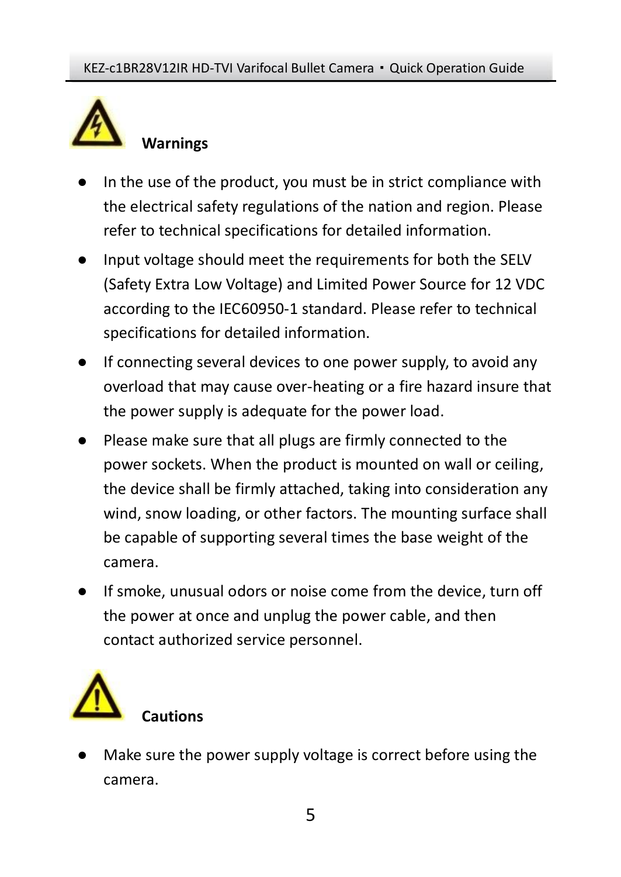## Warnings

- In the use of the product, you must be in strict compliance with the electrical safety regulations of the nation and region. Please refer to technical specifications for detailed information.
- Input voltage should meet the requirements for both the SELV (Safety Extra Low Voltage) and Limited Power Source for 12 VDC according to the IEC60950-1 standard. Please refer to technical specifications for detailed information.
- If connecting several devices to one power supply, to avoid any overload that may cause over-heating or a fire hazard insure that the power supply is adequate for the power load.
- Please make sure that all plugs are firmly connected to the power sockets. When the product is mounted on wall or ceiling, the device shall be firmly attached, taking into consideration any wind, snow loading, or other factors. The mounting surface shall be capable of supporting several times the base weight of the camera.
- If smoke, unusual odors or noise come from the device, turn off the power at once and unplug the power cable, and then contact authorized service personnel.

## Cautions

- Make sure the power supply voltage is correct before using the camera.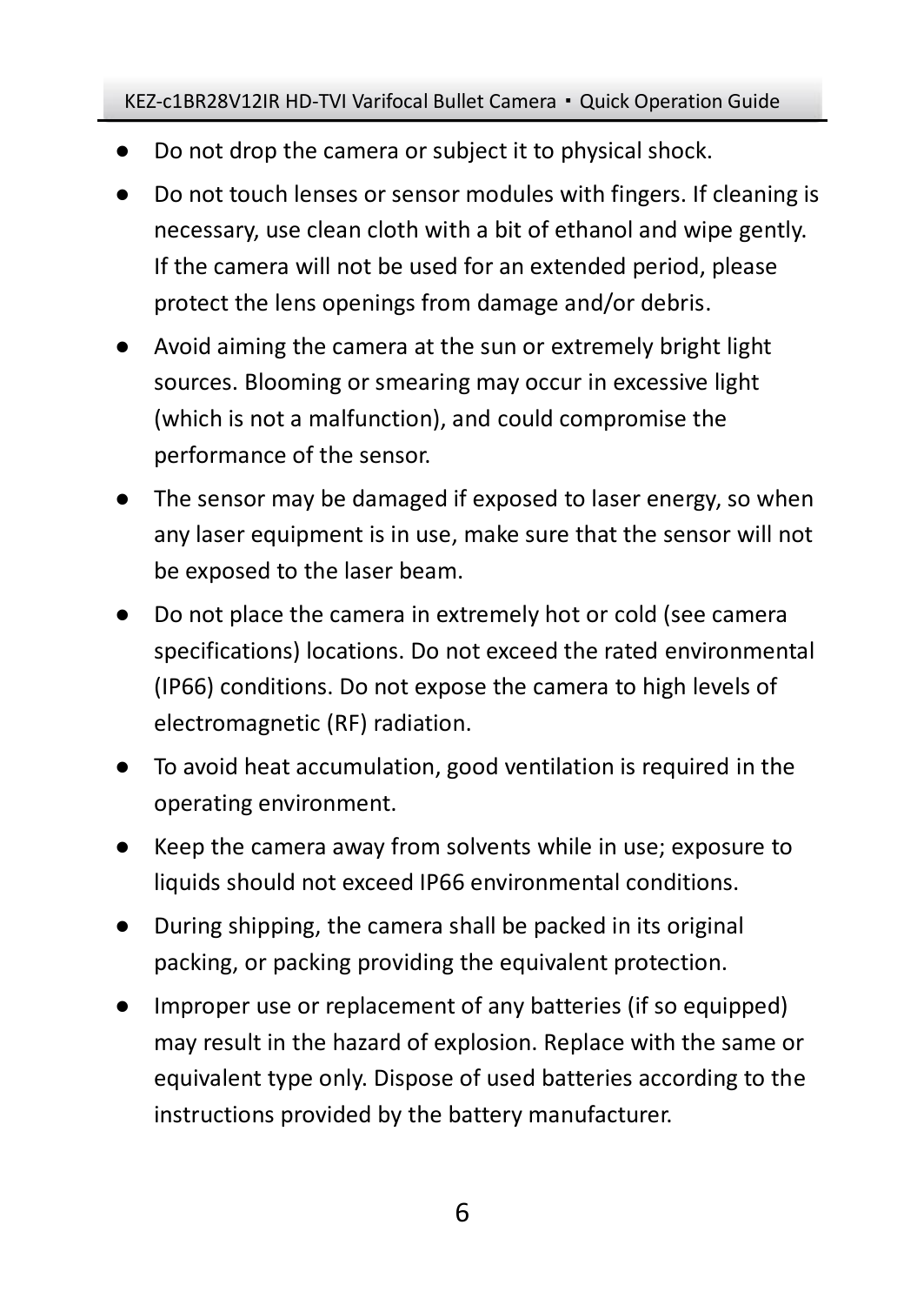- Do not drop the camera or subject it to physical shock.
- Do not touch lenses or sensor modules with fingers. If cleaning is necessary, use clean cloth with a bit of ethanol and wipe gently. If the camera will not be used for an extended period, please protect the lens openings from damage and/or debris.
- Avoid aiming the camera at the sun or extremely bright light sources. Blooming or smearing may occur in excessive light (which is not a malfunction), and could compromise the performance of the sensor.
- The sensor may be damaged if exposed to laser energy, so when any laser equipment is in use, make sure that the sensor will not be exposed to the laser beam.
- Do not place the camera in extremely hot or cold (see camera specifications) locations. Do not exceed the rated environmental (IP66) conditions. Do not expose the camera to high levels of electromagnetic (RF) radiation.
- To avoid heat accumulation, good ventilation is required in the operating environment.
- Keep the camera away from solvents while in use; exposure to liquids should not exceed IP66 environmental conditions.
- During shipping, the camera shall be packed in its original packing, or packing providing the equivalent protection.
- Improper use or replacement of any batteries (if so equipped) may result in the hazard of explosion. Replace with the same or equivalent type only. Dispose of used batteries according to the instructions provided by the battery manufacturer.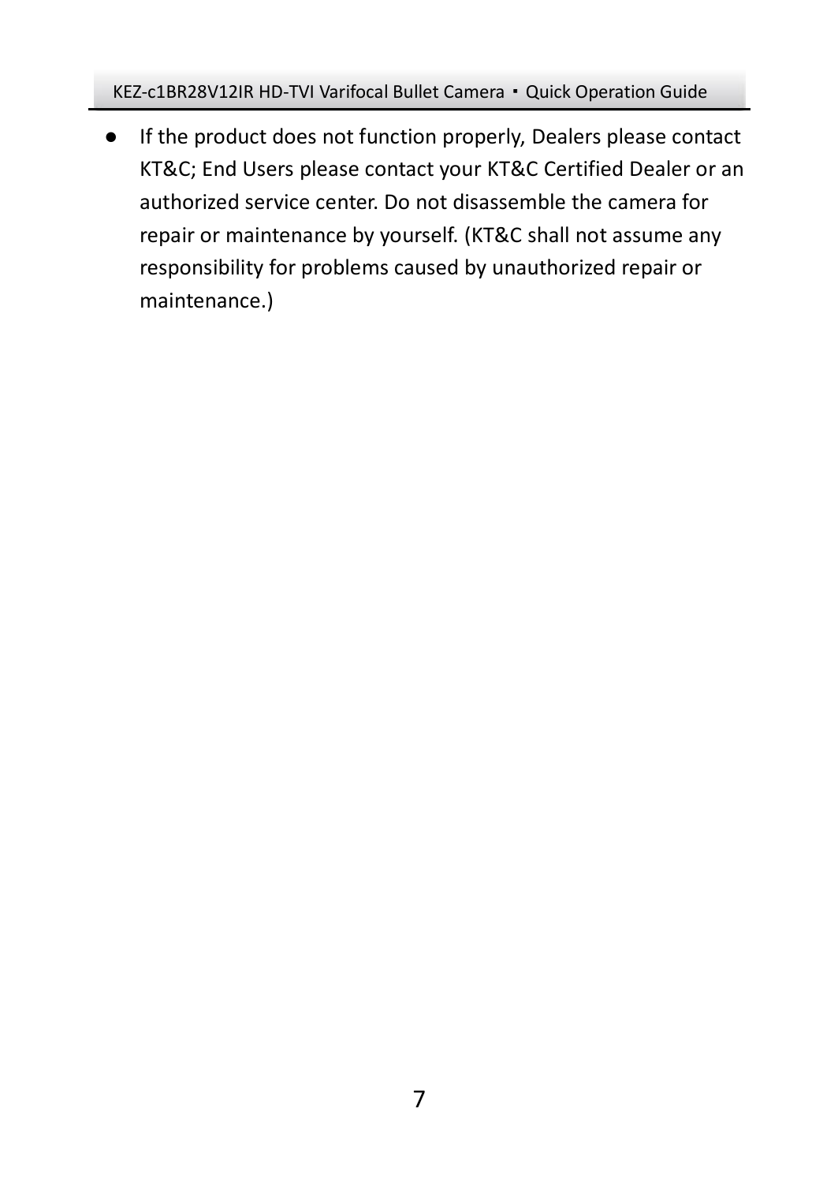- If the product does not function properly, Dealers please contact KT&C; End Users please contact your KT&C Certified Dealer or an authorized service center. Do not disassemble the camera for repair or maintenance by yourself. (KT&C shall not assume any responsibility for problems caused by unauthorized repair or maintenance.)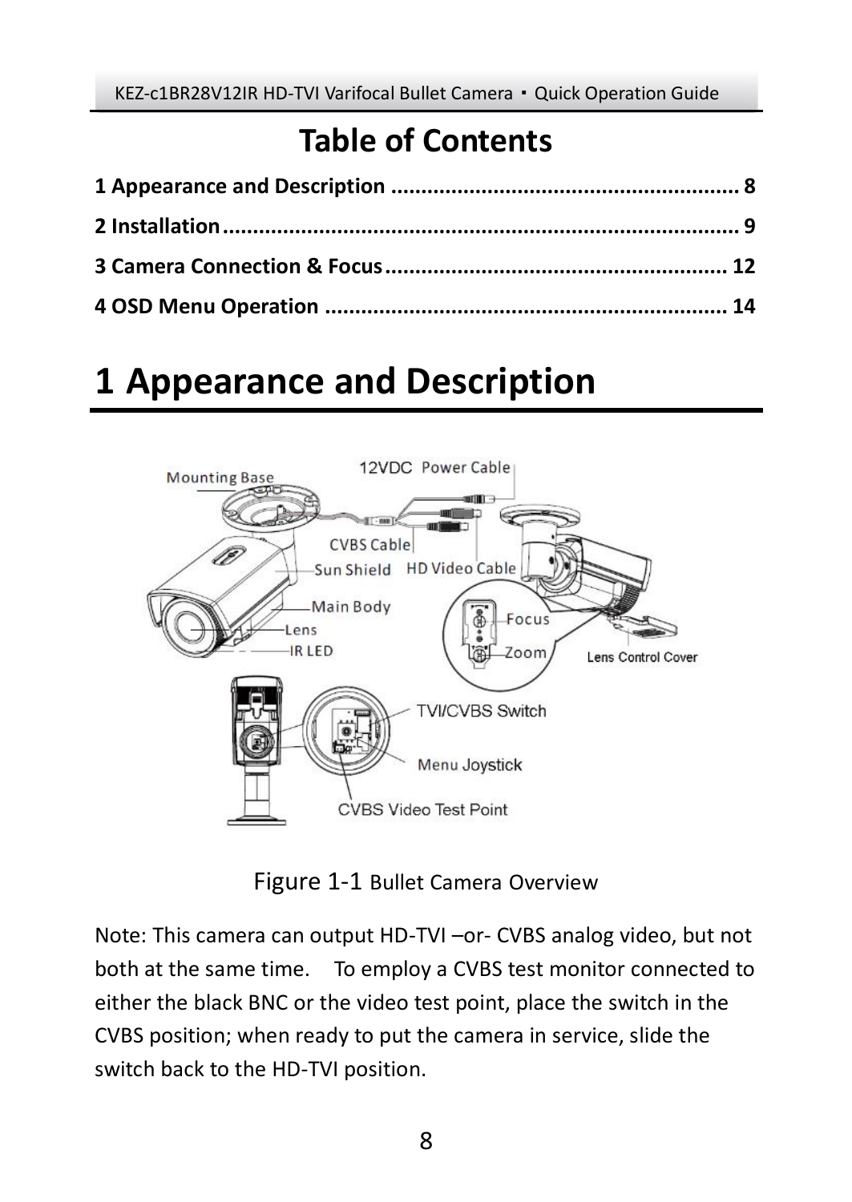# Table of Contents

**1 Appearance and Description .......................................................... 8**

**2 Installation ..................................................................................... 9**

**3 Camera Connection & Focus ......................................................... 12**

**4 OSD Menu Operation ................................................................... 14**

# 1 Appearance and Description

Figure 1-1 Bullet Camera Overview

Note: This camera can output HD-TVI –or- CVBS analog video, but not both at the same time. To employ a CVBS test monitor connected to either the black BNC or the video test point, place the switch in the CVBS position; when ready to put the camera in service, slide the switch back to the HD-TVI position.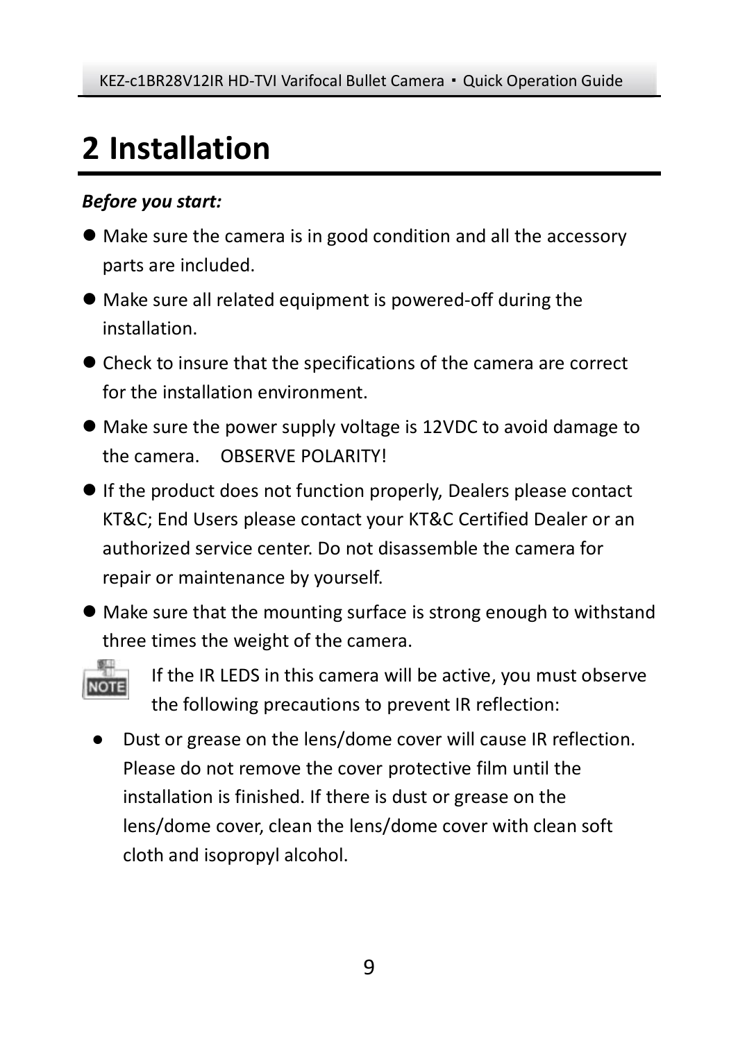# 2 Installation

***Before you start:***

- Make sure the camera is in good condition and all the accessory parts are included.
- Make sure all related equipment is powered-off during the installation.
- Check to insure that the specifications of the camera are correct for the installation environment.
- Make sure the power supply voltage is 12VDC to avoid damage to the camera. OBSERVE POLARITY!
- If the product does not function properly, Dealers please contact KT&C; End Users please contact your KT&C Certified Dealer or an authorized service center. Do not disassemble the camera for repair or maintenance by yourself.
- Make sure that the mounting surface is strong enough to withstand three times the weight of the camera.

**NOTE**

If the IR LEDS in this camera will be active, you must observe the following precautions to prevent IR reflection:

- Dust or grease on the lens/dome cover will cause IR reflection. Please do not remove the cover protective film until the installation is finished. If there is dust or grease on the lens/dome cover, clean the lens/dome cover with clean soft cloth and isopropyl alcohol.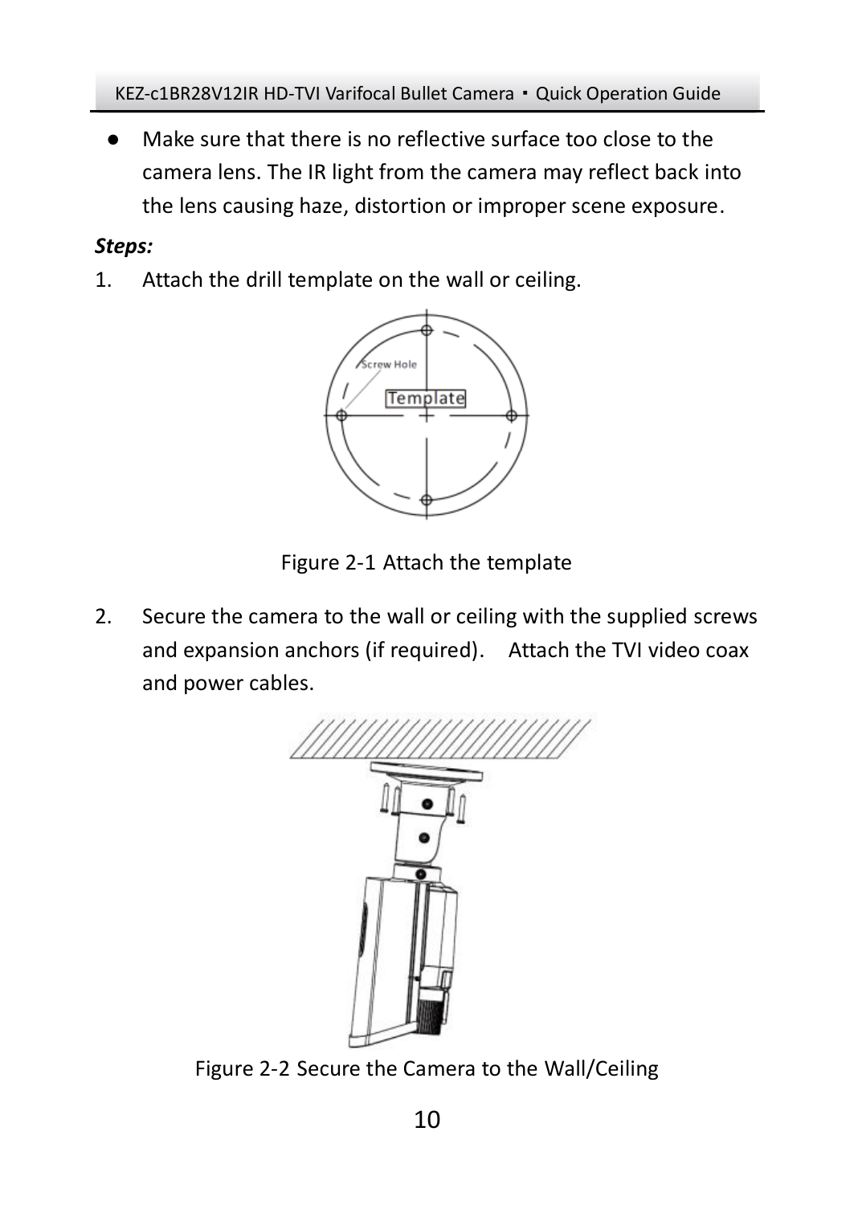- Make sure that there is no reflective surface too close to the camera lens. The IR light from the camera may reflect back into the lens causing haze, distortion or improper scene exposure.

***Steps:***

1. Attach the drill template on the wall or ceiling.

Figure 2-1 Attach the template

2. Secure the camera to the wall or ceiling with the supplied screws and expansion anchors (if required). Attach the TVI video coax and power cables.

Figure 2-2 Secure the Camera to the Wall/Ceiling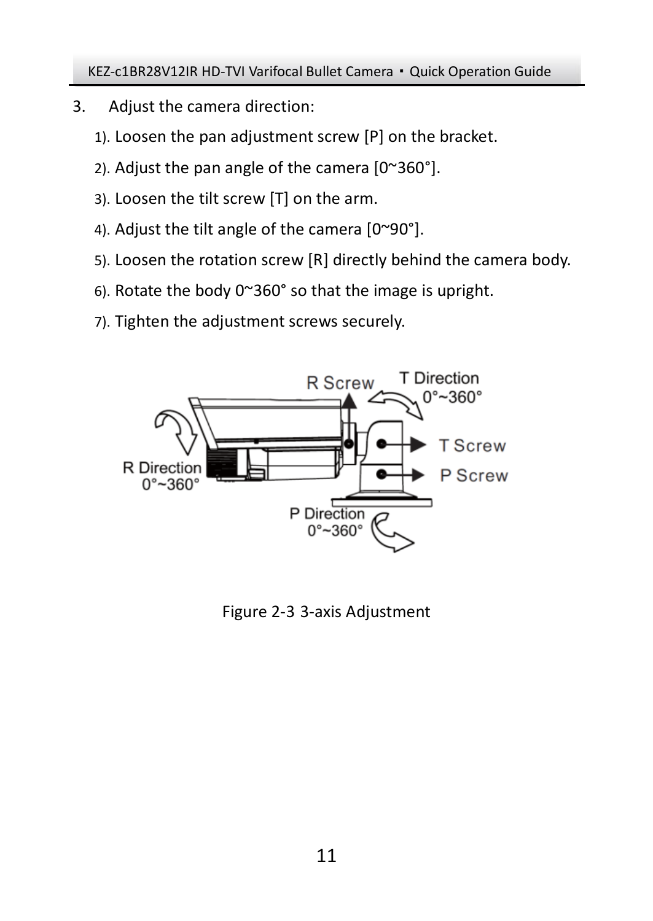3. Adjust the camera direction:

   1). Loosen the pan adjustment screw [P] on the bracket.

   2). Adjust the pan angle of the camera [0~360°].

   3). Loosen the tilt screw [T] on the arm.

   4). Adjust the tilt angle of the camera [0~90°].

   5). Loosen the rotation screw [R] directly behind the camera body.

   6). Rotate the body 0~360° so that the image is upright.

   7). Tighten the adjustment screws securely.

Figure 2-3 3-axis Adjustment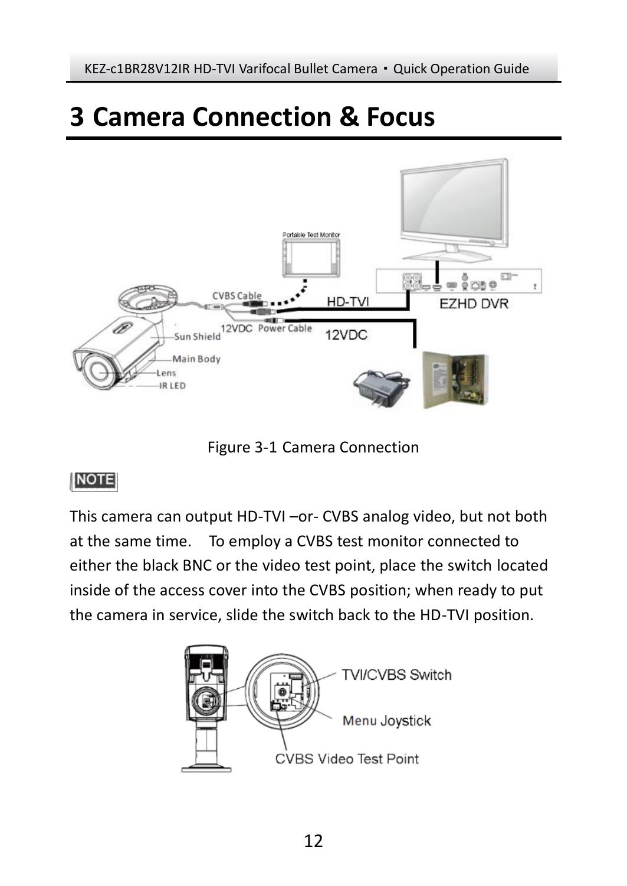# 3 Camera Connection & Focus

Figure 3-1 Camera Connection

**NOTE**

This camera can output HD-TVI –or- CVBS analog video, but not both at the same time. To employ a CVBS test monitor connected to either the black BNC or the video test point, place the switch located inside of the access cover into the CVBS position; when ready to put the camera in service, slide the switch back to the HD-TVI position.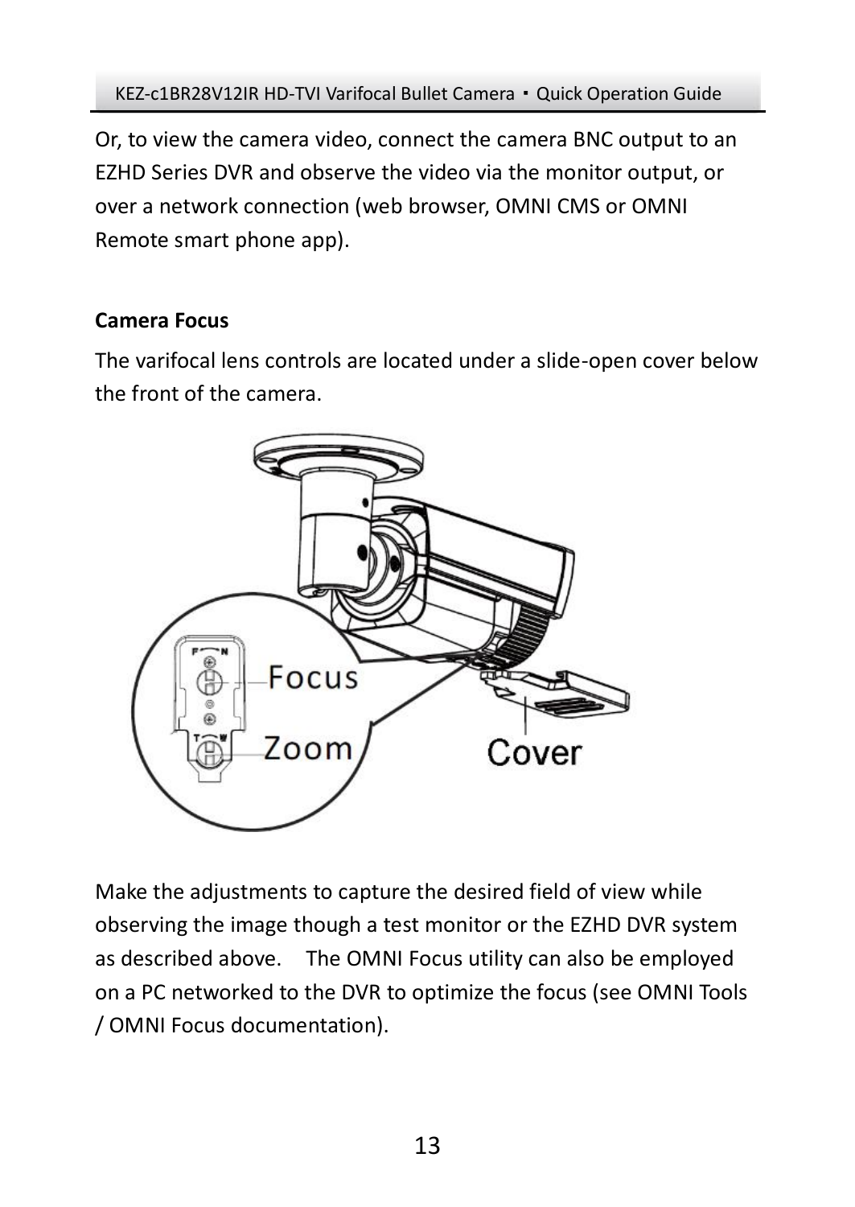Or, to view the camera video, connect the camera BNC output to an EZHD Series DVR and observe the video via the monitor output, or over a network connection (web browser, OMNI CMS or OMNI Remote smart phone app).

**Camera Focus**

The varifocal lens controls are located under a slide-open cover below the front of the camera.

Make the adjustments to capture the desired field of view while observing the image though a test monitor or the EZHD DVR system as described above. The OMNI Focus utility can also be employed on a PC networked to the DVR to optimize the focus (see OMNI Tools / OMNI Focus documentation).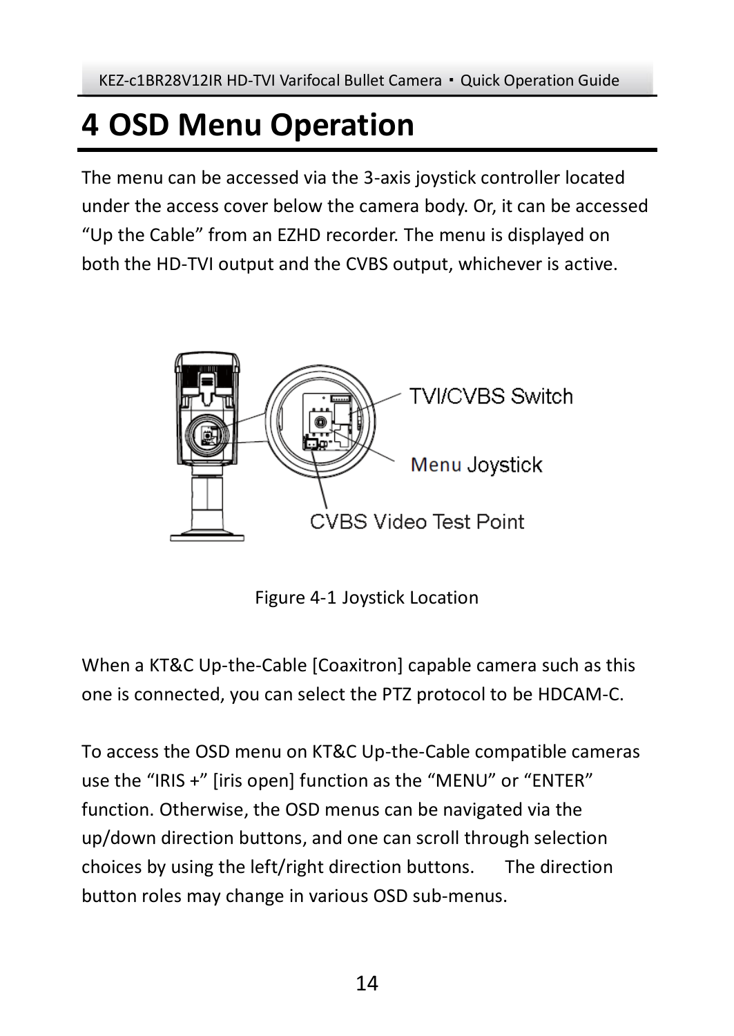# 4 OSD Menu Operation

The menu can be accessed via the 3-axis joystick controller located under the access cover below the camera body. Or, it can be accessed “Up the Cable” from an EZHD recorder. The menu is displayed on both the HD-TVI output and the CVBS output, whichever is active.

TVI/CVBS Switch

Menu Joystick

CVBS Video Test Point

Figure 4-1 Joystick Location

When a KT&C Up-the-Cable [Coaxitron] capable camera such as this one is connected, you can select the PTZ protocol to be HDCAM-C.

To access the OSD menu on KT&C Up-the-Cable compatible cameras use the “IRIS +” [iris open] function as the “MENU” or “ENTER” function. Otherwise, the OSD menus can be navigated via the up/down direction buttons, and one can scroll through selection choices by using the left/right direction buttons. The direction button roles may change in various OSD sub-menus.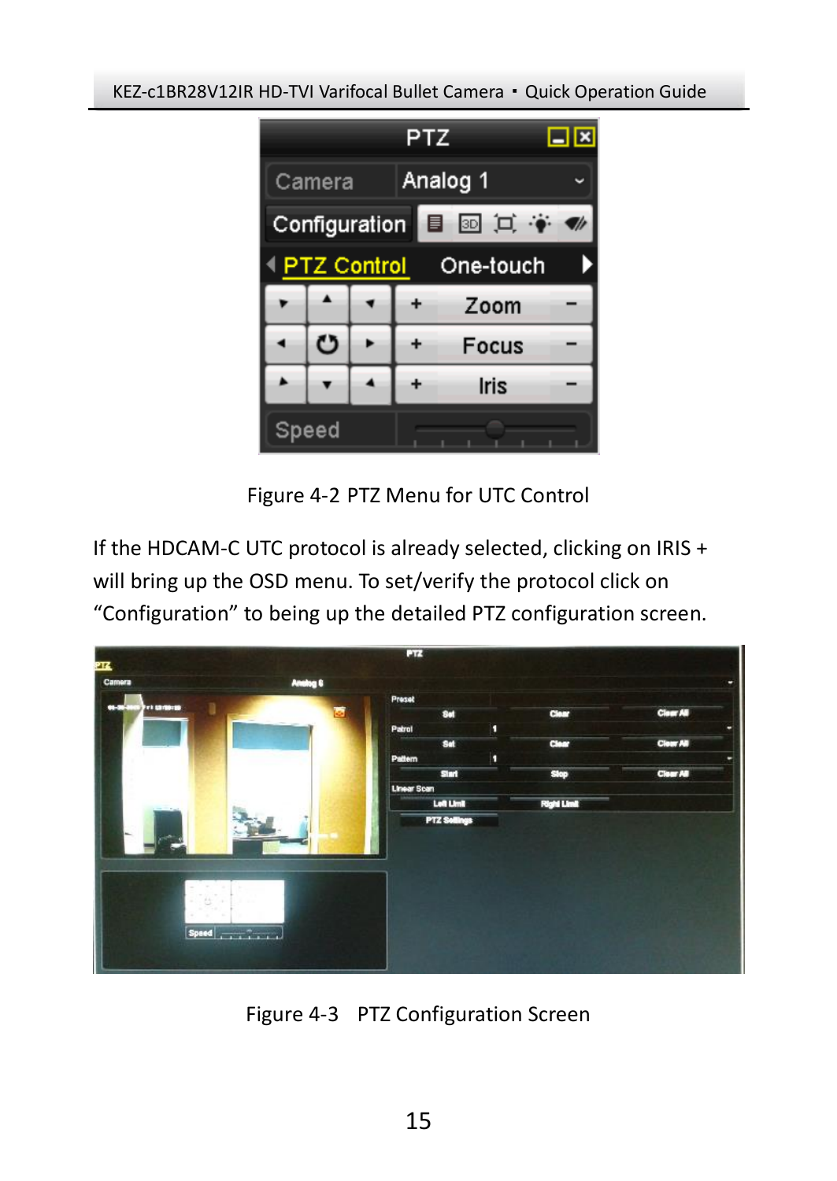Figure 4-2 PTZ Menu for UTC Control

If the HDCAM-C UTC protocol is already selected, clicking on IRIS + will bring up the OSD menu. To set/verify the protocol click on “Configuration” to being up the detailed PTZ configuration screen.

Figure 4-3 PTZ Configuration Screen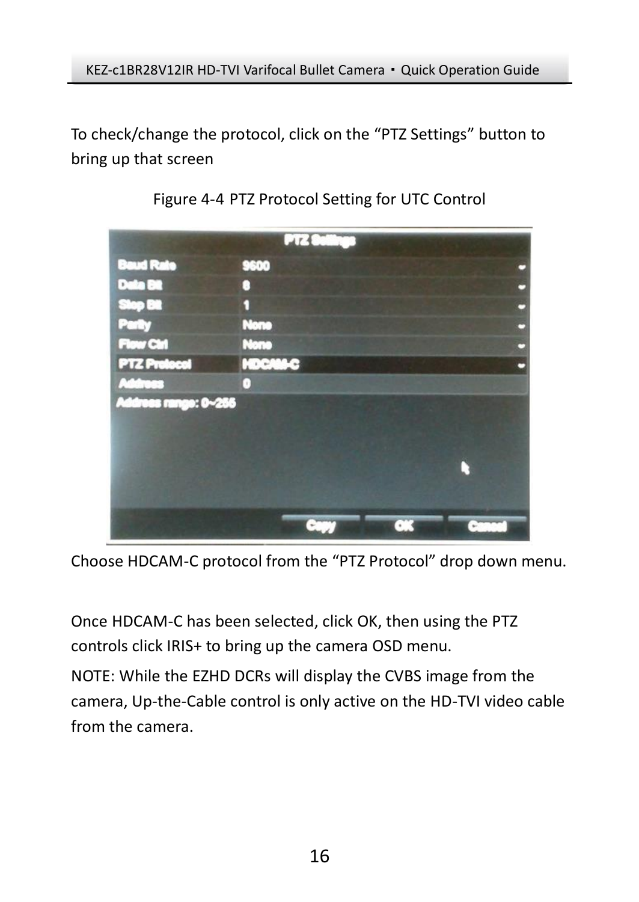To check/change the protocol, click on the “PTZ Settings” button to bring up that screen

Figure 4-4 PTZ Protocol Setting for UTC Control

Choose HDCAM-C protocol from the “PTZ Protocol” drop down menu.

Once HDCAM-C has been selected, click OK, then using the PTZ controls click IRIS+ to bring up the camera OSD menu.

NOTE: While the EZHD DCRs will display the CVBS image from the camera, Up-the-Cable control is only active on the HD-TVI video cable from the camera.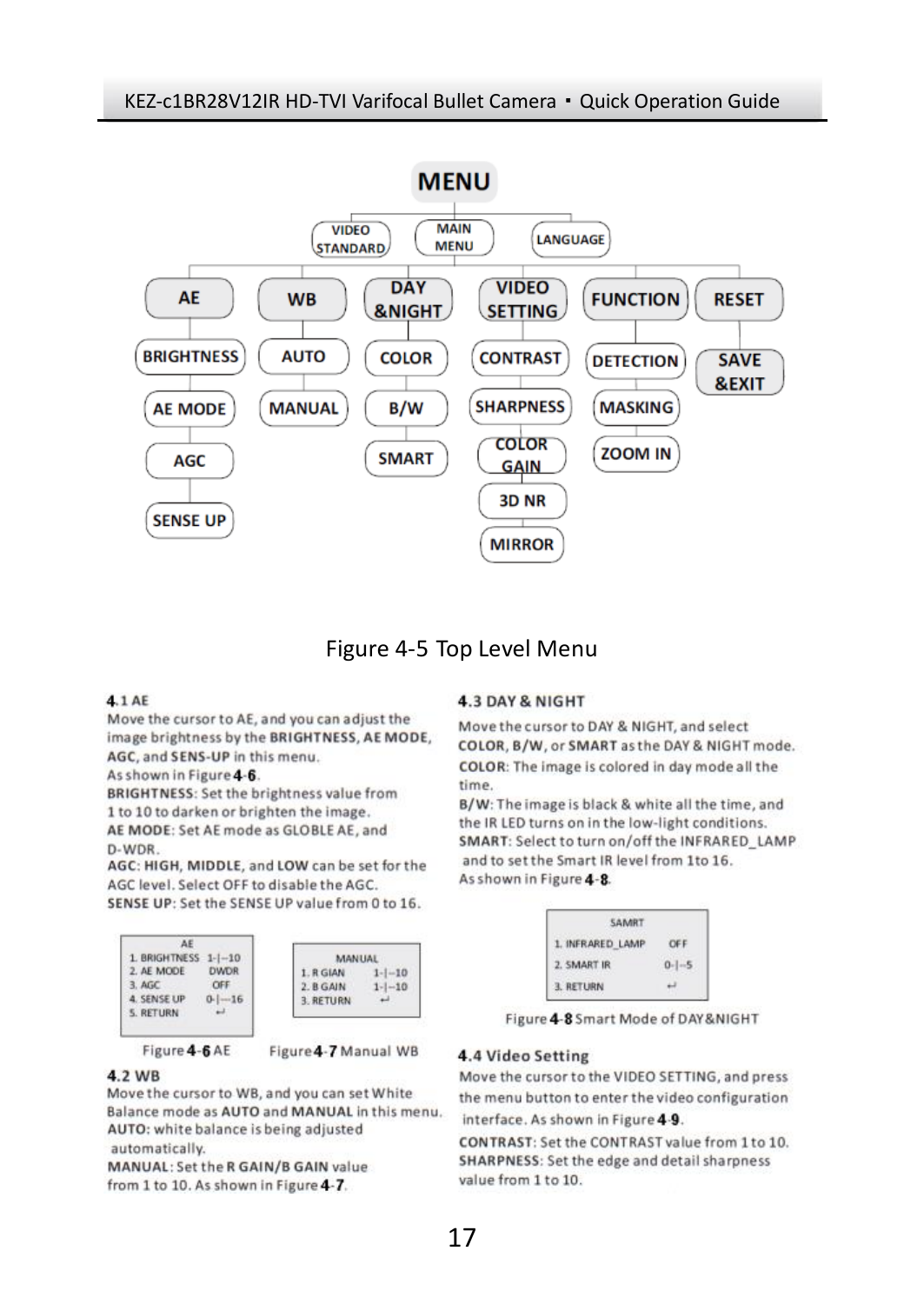MENU

- VIDEO STANDARD
- MAIN MENU
  - AE: BRIGHTNESS, AE MODE, AGC, SENSE UP
  - WB: AUTO, MANUAL
  - DAY &NIGHT: COLOR, B/W, SMART
  - VIDEO SETTING: CONTRAST, SHARPNESS, COLOR GAIN, 3D NR, MIRROR
  - FUNCTION: DETECTION, MASKING, ZOOM IN
  - RESET: SAVE &EXIT
- LANGUAGE

Figure 4-5 Top Level Menu

### 4.1 AE

Move the cursor to AE, and you can adjust the image brightness by the **BRIGHTNESS, AE MODE, AGC**, and **SENS-UP** in this menu.

As shown in Figure **4-6**.

**BRIGHTNESS**: Set the brightness value from 1 to 10 to darken or brighten the image.

**AE MODE**: Set AE mode as GLOBLE AE, and D-WDR.

**AGC**: **HIGH, MIDDLE**, and **LOW** can be set for the AGC level. Select OFF to disable the AGC.

**SENSE UP**: Set the SENSE UP value from 0 to 16.

| AE | |
|---|---|
| 1. BRIGHTNESS | 1-\|--10 |
| 2. AE MODE | DWDR |
| 3. AGC | OFF |
| 4. SENSE UP | 0-\|---16 |
| 5. RETURN | ↵ |

Figure **4-6** AE

| MANUAL | |
|---|---|
| 1. R GIAN | 1-\|--10 |
| 2. B GAIN | 1-\|--10 |
| 3. RETURN | ↵ |

Figure **4-7** Manual WB

### 4.2 WB

Move the cursor to WB, and you can set White Balance mode as **AUTO** and **MANUAL** in this menu.

**AUTO**: white balance is being adjusted automatically.

**MANUAL**: Set the **R GAIN/B GAIN** value from 1 to 10. As shown in Figure **4-7**.

### 4.3 DAY & NIGHT

Move the cursor to DAY & NIGHT, and select **COLOR, B/W**, or **SMART** as the DAY & NIGHT mode.

**COLOR**: The image is colored in day mode all the time.

**B/W**: The image is black & white all the time, and the IR LED turns on in the low-light conditions.

**SMART**: Select to turn on/off the INFRARED_LAMP and to set the Smart IR level from 1to 16.

As shown in Figure **4-8**.

| SAMRT | |
|---|---|
| 1. INFRARED_LAMP | OFF |
| 2. SMART IR | 0-\|--5 |
| 3. RETURN | ↵ |

Figure **4-8** Smart Mode of DAY&NIGHT

### 4.4 Video Setting

Move the cursor to the VIDEO SETTING, and press the menu button to enter the video configuration interface. As shown in Figure **4-9**.

**CONTRAST**: Set the CONTRAST value from 1 to 10.

**SHARPNESS**: Set the edge and detail sharpness value from 1 to 10.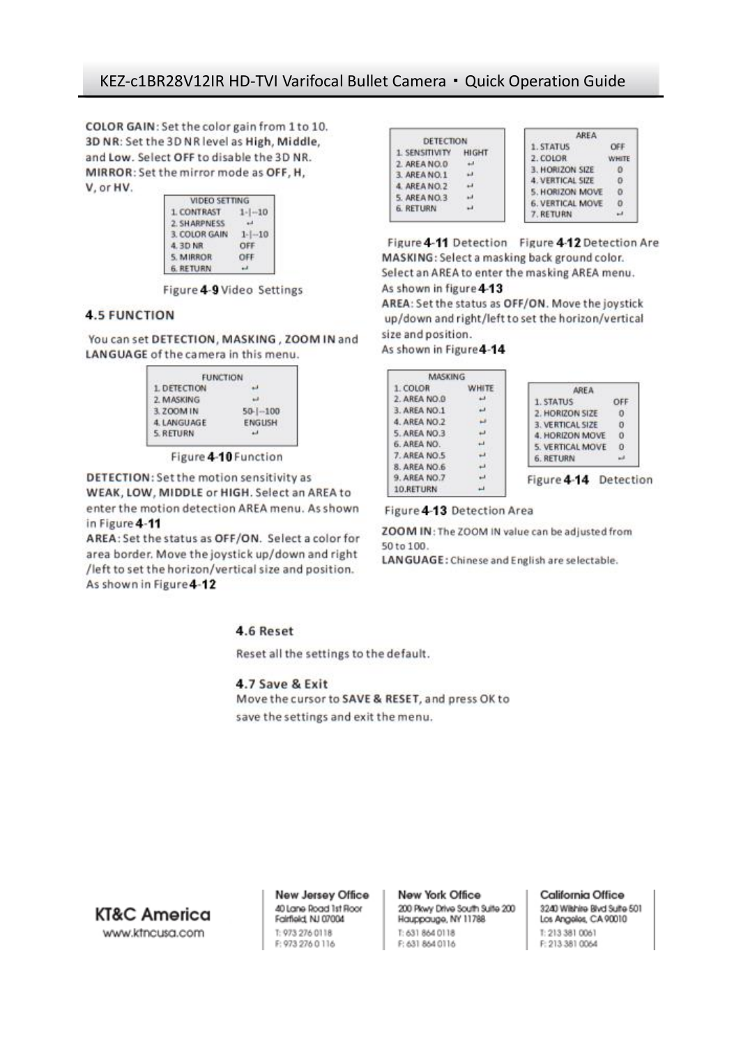**COLOR GAIN**: Set the color gain from 1 to 10.
**3D NR**: Set the 3D NR level as **High**, **Middle**, and **Low**. Select **OFF** to disable the 3D NR.
**MIRROR**: Set the mirror mode as **OFF**, **H**, **V**, or **HV**.

| VIDEO SETTING | |
|---|---|
| 1. CONTRAST | 1-\|--10 |
| 2. SHARPNESS | ↵ |
| 3. COLOR GAIN | 1-\|--10 |
| 4. 3D NR | OFF |
| 5. MIRROR | OFF |
| 6. RETURN | ↵ |

Figure **4-9** Video Settings

### 4.5 FUNCTION

You can set **DETECTION**, **MASKING**, **ZOOM IN** and **LANGUAGE** of the camera in this menu.

| FUNCTION | |
|---|---|
| 1. DETECTION | ↵ |
| 2. MASKING | ↵ |
| 3. ZOOM IN | 50-\|--100 |
| 4. LANGUAGE | ENGLISH |
| 5. RETURN | ↵ |

Figure **4-10** Function

**DETECTION**: Set the motion sensitivity as **WEAK**, **LOW**, **MIDDLE** or **HIGH**. Select an AREA to enter the motion detection AREA menu. As shown in Figure **4-11**

**AREA**: Set the status as **OFF/ON**. Select a color for area border. Move the joystick up/down and right /left to set the horizon/vertical size and position. As shown in Figure **4-12**

| DETECTION | |
|---|---|
| 1. SENSITIVITY | HIGHT |
| 2. AREA NO.0 | ↵ |
| 3. AREA NO.1 | ↵ |
| 4. AREA NO.2 | ↵ |
| 5. AREA NO.3 | ↵ |
| 6. RETURN | ↵ |

Figure **4-11** Detection

| AREA | |
|---|---|
| 1. STATUS | OFF |
| 2. COLOR | WHITE |
| 3. HORIZON SIZE | 0 |
| 4. VERTICAL SIZE | 0 |
| 5. HORIZON MOVE | 0 |
| 6. VERTICAL MOVE | 0 |
| 7. RETURN | ↵ |

Figure **4-12** Detection Are

**MASKING**: Select a masking back ground color. Select an AREA to enter the masking AREA menu. As shown in figure **4-13**

**AREA**: Set the status as **OFF/ON**. Move the joystick up/down and right/left to set the horizon/vertical size and position. As shown in Figure**4-14**

| MASKING | |
|---|---|
| 1. COLOR | WHITE |
| 2. AREA NO.0 | ↵ |
| 3. AREA NO.1 | ↵ |
| 4. AREA NO.2 | ↵ |
| 5. AREA NO.3 | ↵ |
| 6. AREA NO. | ↵ |
| 7. AREA NO.5 | ↵ |
| 8. AREA NO.6 | ↵ |
| 9. AREA NO.7 | ↵ |
| 10.RETURN | ↵ |

Figure **4-13** Detection Area

| AREA | |
|---|---|
| 1. STATUS | OFF |
| 2. HORIZON SIZE | 0 |
| 3. VERTICAL SIZE | 0 |
| 4. HORIZON MOVE | 0 |
| 5. VERTICAL MOVE | 0 |
| 6. RETURN | ↵ |

Figure **4-14** Detection

**ZOOM IN**: The ZOOM IN value can be adjusted from 50 to 100.

**LANGUAGE**: Chinese and English are selectable.

### 4.6 Reset

Reset all the settings to the default.

### 4.7 Save & Exit

Move the cursor to **SAVE & RESET**, and press OK to save the settings and exit the menu.

**KT&C America**
www.ktncusa.com

**New Jersey Office**
40 Lane Road 1st Floor
Fairfield, NJ 07004
T: 973 276 0118
F: 973 276 0 116

**New York Office**
200 Pkwy Drive South Suite 200
Hauppauge, NY 11788
T: 631 864 0118
F: 631 864 0116

**California Office**
3240 Wilshire Blvd Suite 501
Los Angeles, CA 90010
T: 213 381 0061
F: 213 381 0064